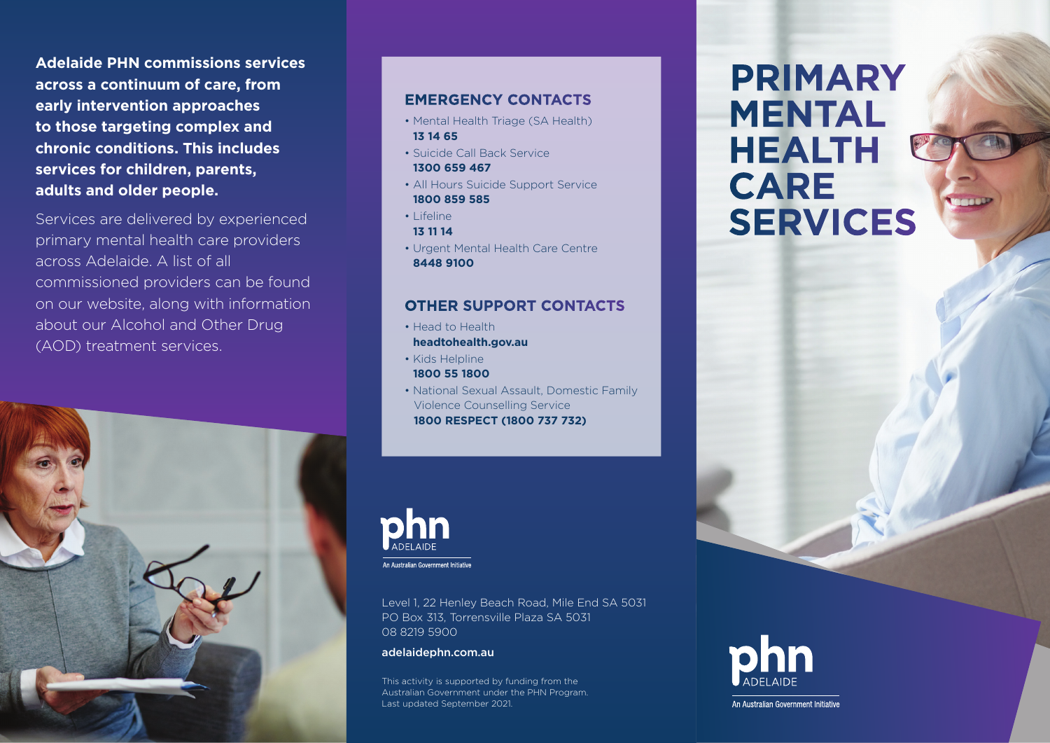**Adelaide PHN commissions services across a continuum of care, from early intervention approaches to those targeting complex and chronic conditions. This includes services for children, parents, adults and older people.**

Services are delivered by experienced primary mental health care providers across Adelaide. A list of all commissioned providers can be found on our website, along with information about our Alcohol and Other Drug (AOD) treatment services.

## EMERGENCY CONTACTS

- Mental Health Triage (SA Health)
  **13 14 65**
- Suicide Call Back Service
  **1300 659 467**
- All Hours Suicide Support Service
  **1800 859 585**
- Lifeline
  **13 11 14**
- Urgent Mental Health Care Centre
  **8448 9100**

## OTHER SUPPORT CONTACTS

- Head to Health
  **headtohealth.gov.au**
- Kids Helpline
  **1800 55 1800**
- National Sexual Assault, Domestic Family Violence Counselling Service
  **1800 RESPECT (1800 737 732)**

phn ADELAIDE
An Australian Government Initiative

Level 1, 22 Henley Beach Road, Mile End SA 5031
PO Box 313, Torrensville Plaza SA 5031
08 8219 5900

adelaidephn.com.au

This activity is supported by funding from the Australian Government under the PHN Program.
Last updated September 2021.

# PRIMARY MENTAL HEALTH CARE SERVICES

phn ADELAIDE
An Australian Government Initiative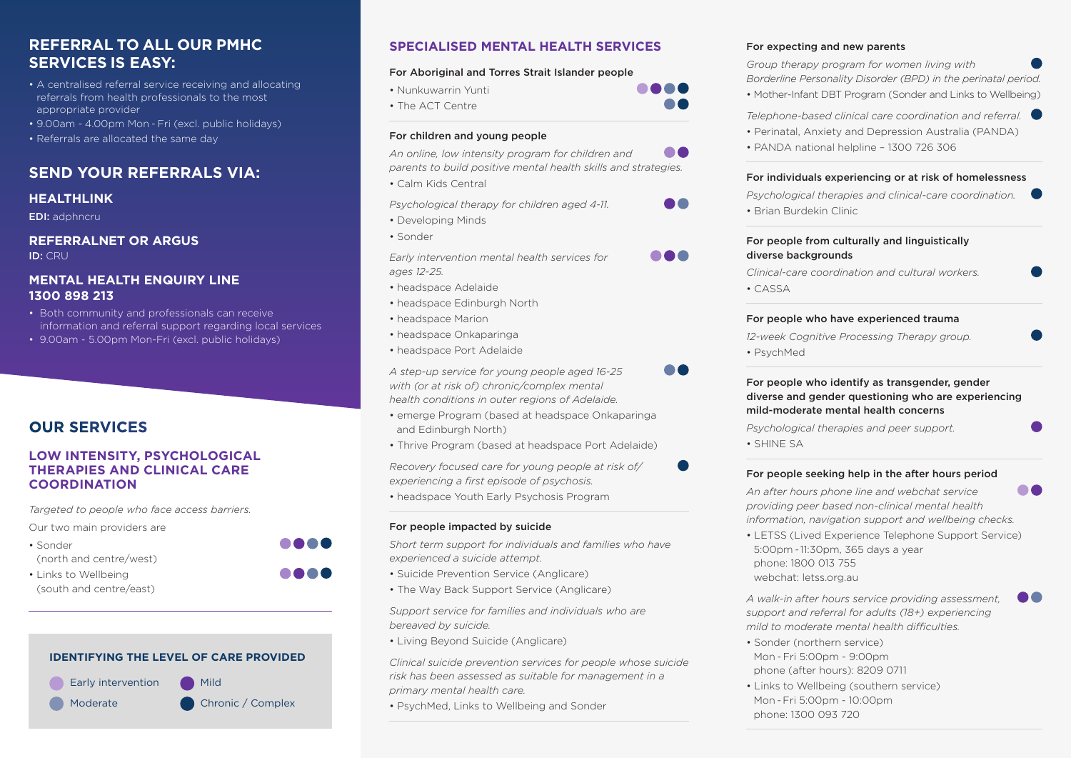## REFERRAL TO ALL OUR PMHC SERVICES IS EASY:

- A centralised referral service receiving and allocating referrals from health professionals to the most appropriate provider
- 9.00am - 4.00pm Mon - Fri (excl. public holidays)
- Referrals are allocated the same day

## SEND YOUR REFERRALS VIA:

### HEALTHLINK

**EDI:** adphncru

### REFERRALNET OR ARGUS

**ID:** CRU

### MENTAL HEALTH ENQUIRY LINE 1300 898 213

- Both community and professionals can receive information and referral support regarding local services
- 9.00am - 5.00pm Mon-Fri (excl. public holidays)

## OUR SERVICES

### LOW INTENSITY, PSYCHOLOGICAL THERAPIES AND CLINICAL CARE COORDINATION

*Targeted to people who face access barriers.*

Our two main providers are

- Sonder (north and centre/west)
- Links to Wellbeing (south and centre/east)

#### IDENTIFYING THE LEVEL OF CARE PROVIDED

- Early intervention
- Mild
- Moderate
- Chronic / Complex

## SPECIALISED MENTAL HEALTH SERVICES

### For Aboriginal and Torres Strait Islander people

- Nunkuwarrin Yunti
- The ACT Centre

### For children and young people

*An online, low intensity program for children and parents to build positive mental health skills and strategies.*

- Calm Kids Central

*Psychological therapy for children aged 4-11.*

- Developing Minds
- Sonder

*Early intervention mental health services for ages 12-25.*

- headspace Adelaide
- headspace Edinburgh North
- headspace Marion
- headspace Onkaparinga
- headspace Port Adelaide

*A step-up service for young people aged 16-25 with (or at risk of) chronic/complex mental health conditions in outer regions of Adelaide.*

- emerge Program (based at headspace Onkaparinga and Edinburgh North)
- Thrive Program (based at headspace Port Adelaide)

*Recovery focused care for young people at risk of/ experiencing a first episode of psychosis.*

- headspace Youth Early Psychosis Program

### For people impacted by suicide

*Short term support for individuals and families who have experienced a suicide attempt.*

- Suicide Prevention Service (Anglicare)
- The Way Back Support Service (Anglicare)

*Support service for families and individuals who are bereaved by suicide.*

- Living Beyond Suicide (Anglicare)

*Clinical suicide prevention services for people whose suicide risk has been assessed as suitable for management in a primary mental health care.*

- PsychMed, Links to Wellbeing and Sonder

### For expecting and new parents

*Group therapy program for women living with Borderline Personality Disorder (BPD) in the perinatal period.*

- Mother-Infant DBT Program (Sonder and Links to Wellbeing)

*Telephone-based clinical care coordination and referral.*

- Perinatal, Anxiety and Depression Australia (PANDA)
- PANDA national helpline – 1300 726 306

### For individuals experiencing or at risk of homelessness

*Psychological therapies and clinical-care coordination.*

- Brian Burdekin Clinic

### For people from culturally and linguistically diverse backgrounds

*Clinical-care coordination and cultural workers.*

- CASSA

### For people who have experienced trauma

*12-week Cognitive Processing Therapy group.*

- PsychMed

### For people who identify as transgender, gender diverse and gender questioning who are experiencing mild-moderate mental health concerns

*Psychological therapies and peer support.*

- SHINE SA

### For people seeking help in the after hours period

*An after hours phone line and webchat service providing peer based non-clinical mental health information, navigation support and wellbeing checks.*

- LETSS (Lived Experience Telephone Support Service)
  5:00pm - 11:30pm, 365 days a year
  phone: 1800 013 755
  webchat: letss.org.au

*A walk-in after hours service providing assessment, support and referral for adults (18+) experiencing mild to moderate mental health difficulties.*

- Sonder (northern service)
  Mon - Fri 5:00pm - 9:00pm
  phone (after hours): 8209 0711
- Links to Wellbeing (southern service)
  Mon - Fri 5:00pm - 10:00pm
  phone: 1300 093 720